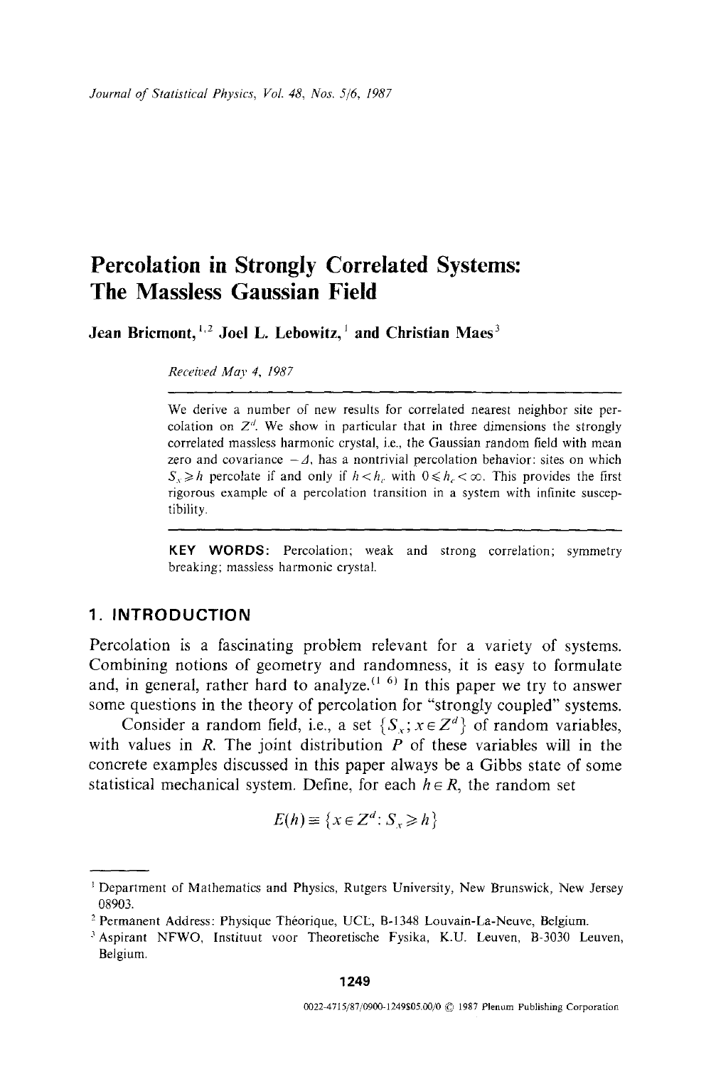# Percolation in Strongly Correlated Systems: The Massless Gaussian Field

**Jean Bricmont,[1,2] Joel L. Lebowitz,[1] and Christian Maes[3]**

*Received May 4, 1987*

---

We derive a number of new results for correlated nearest neighbor site percolation on $Z^d$. We show in particular that in three dimensions the strongly correlated massless harmonic crystal, i.e., the Gaussian random field with mean zero and covariance $-\Delta$, has a nontrivial percolation behavior: sites on which $S_x \geqslant h$ percolate if and only if $h < h_c$ with $0 \leqslant h_c < \infty$. This provides the first rigorous example of a percolation transition in a system with infinite susceptibility.

---

**KEY WORDS:** Percolation; weak and strong correlation; symmetry breaking; massless harmonic crystal.

## 1. INTRODUCTION

Percolation is a fascinating problem relevant for a variety of systems. Combining notions of geometry and randomness, it is easy to formulate and, in general, rather hard to analyze.[1-6] In this paper we try to answer some questions in the theory of percolation for "strongly coupled" systems.

Consider a random field, i.e., a set $\{S_x; x \in Z^d\}$ of random variables, with values in $R$. The joint distribution $P$ of these variables will in the concrete examples discussed in this paper always be a Gibbs state of some statistical mechanical system. Define, for each $h \in R$, the random set

$$E(h) \equiv \{x \in Z^d: S_x \geqslant h\}$$

---

[1] Department of Mathematics and Physics, Rutgers University, New Brunswick, New Jersey 08903.

[2] Permanent Address: Physique Théorique, UCL, B-1348 Louvain-La-Neuve, Belgium.

[3] Aspirant NFWO, Instituut voor Theoretische Fysika, K.U. Leuven, B-3030 Leuven, Belgium.

0022-4715/87/0900-1249$05.00/0 © 1987 Plenum Publishing Corporation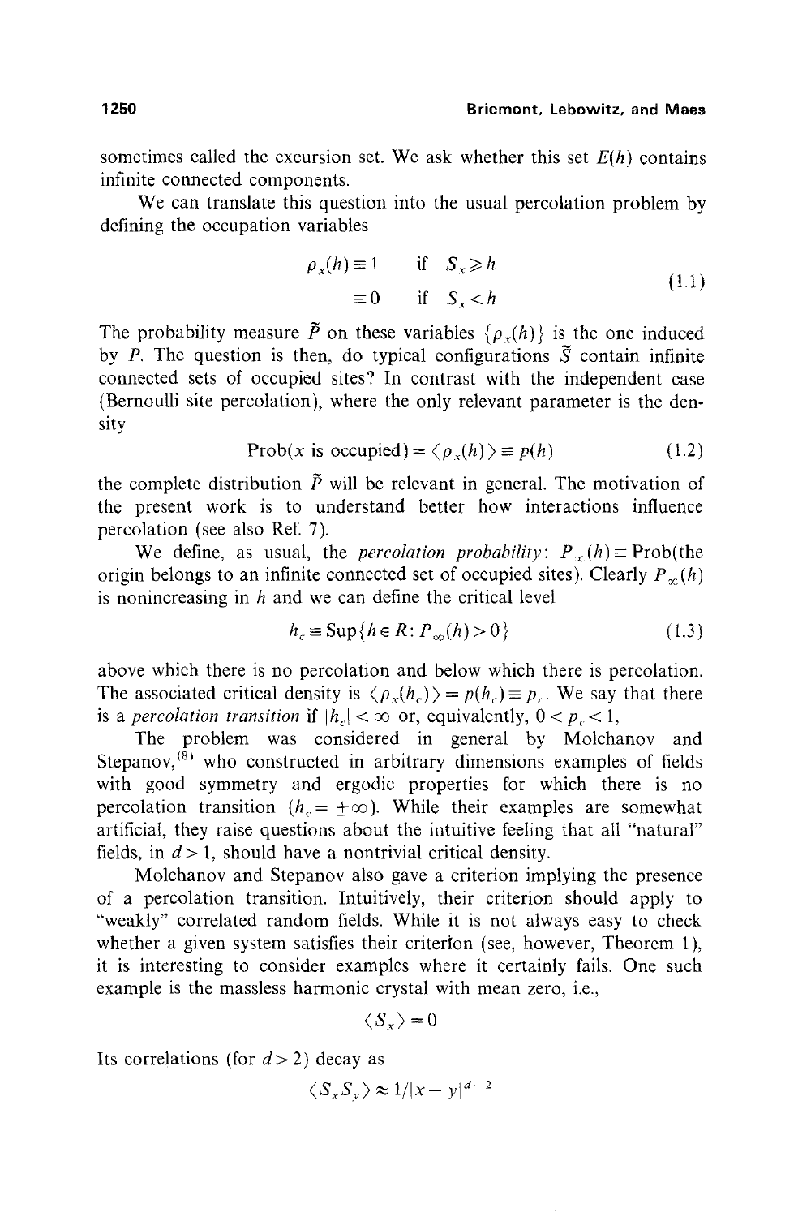sometimes called the excursion set. We ask whether this set $E(h)$ contains infinite connected components.

We can translate this question into the usual percolation problem by defining the occupation variables

$$\begin{aligned} \rho_x(h) &\equiv 1 \quad \text{if} \quad S_x \geqslant h \\ &\equiv 0 \quad \text{if} \quad S_x < h \end{aligned} \tag{1.1}$$

The probability measure $\tilde{P}$ on these variables $\{\rho_x(h)\}$ is the one induced by $P$. The question is then, do typical configurations $\tilde{S}$ contain infinite connected sets of occupied sites? In contrast with the independent case (Bernoulli site percolation), where the only relevant parameter is the density

$$\text{Prob}(x \text{ is occupied}) = \langle \rho_x(h) \rangle \equiv p(h) \tag{1.2}$$

the complete distribution $\tilde{P}$ will be relevant in general. The motivation of the present work is to understand better how interactions influence percolation (see also Ref. 7).

We define, as usual, the *percolation probability*: $P_\infty(h) \equiv \text{Prob}($the origin belongs to an infinite connected set of occupied sites$)$. Clearly $P_\infty(h)$ is nonincreasing in $h$ and we can define the critical level

$$h_c \equiv \text{Sup}\{h \in R: P_\infty(h) > 0\} \tag{1.3}$$

above which there is no percolation and below which there is percolation. The associated critical density is $\langle \rho_x(h_c) \rangle = p(h_c) \equiv p_c$. We say that there is a *percolation transition* if $|h_c| < \infty$ or, equivalently, $0 < p_c < 1$,

The problem was considered in general by Molchanov and Stepanov,[8] who constructed in arbitrary dimensions examples of fields with good symmetry and ergodic properties for which there is no percolation transition ($h_c = \pm\infty$). While their examples are somewhat artificial, they raise questions about the intuitive feeling that all "natural" fields, in $d > 1$, should have a nontrivial critical density.

Molchanov and Stepanov also gave a criterion implying the presence of a percolation transition. Intuitively, their criterion should apply to "weakly" correlated random fields. While it is not always easy to check whether a given system satisfies their criterion (see, however, Theorem 1), it is interesting to consider examples where it certainly fails. One such example is the massless harmonic crystal with mean zero, i.e.,

$$\langle S_x \rangle = 0$$

Its correlations (for $d > 2$) decay as

$$\langle S_x S_y \rangle \approx 1/|x - y|^{d-2}$$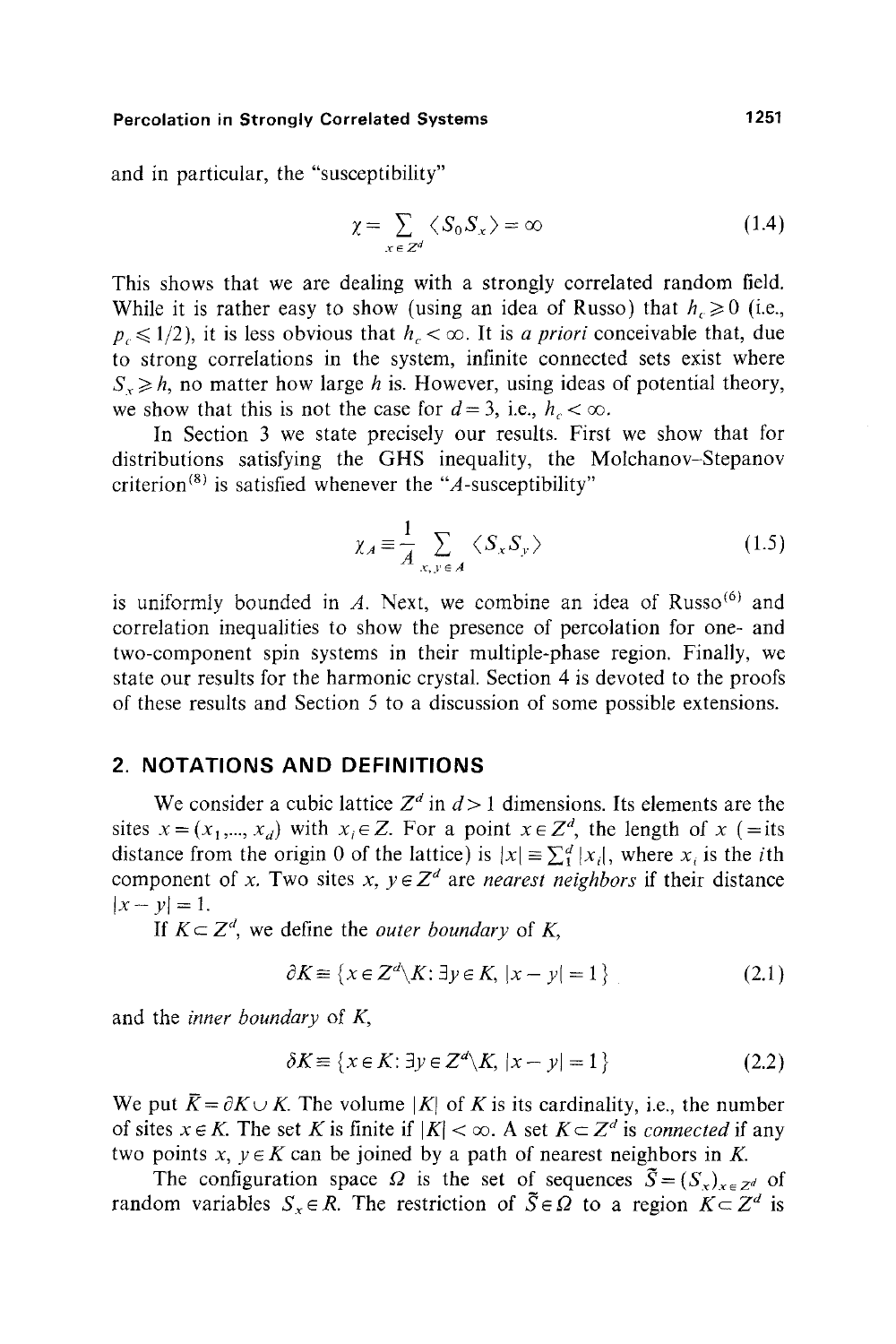and in particular, the "susceptibility"

$$\chi = \sum_{x \in Z^d} \langle S_0 S_x \rangle = \infty \tag{1.4}$$

This shows that we are dealing with a strongly correlated random field. While it is rather easy to show (using an idea of Russo) that $h_c \geqslant 0$ (i.e., $p_c \leqslant 1/2$), it is less obvious that $h_c < \infty$. It is *a priori* conceivable that, due to strong correlations in the system, infinite connected sets exist where $S_x \geqslant h$, no matter how large $h$ is. However, using ideas of potential theory, we show that this is not the case for $d = 3$, i.e., $h_c < \infty$.

In Section 3 we state precisely our results. First we show that for distributions satisfying the GHS inequality, the Molchanov–Stepanov criterion[8] is satisfied whenever the "$A$-susceptibility"

$$\chi_A \equiv \frac{1}{A} \sum_{x, y \in A} \langle S_x S_y \rangle \tag{1.5}$$

is uniformly bounded in $A$. Next, we combine an idea of Russo[6] and correlation inequalities to show the presence of percolation for one- and two-component spin systems in their multiple-phase region. Finally, we state our results for the harmonic crystal. Section 4 is devoted to the proofs of these results and Section 5 to a discussion of some possible extensions.

## 2. NOTATIONS AND DEFINITIONS

We consider a cubic lattice $Z^d$ in $d > 1$ dimensions. Its elements are the sites $x = (x_1, ..., x_d)$ with $x_i \in Z$. For a point $x \in Z^d$, the length of $x$ (= its distance from the origin 0 of the lattice) is $|x| \equiv \sum_1^d |x_i|$, where $x_i$ is the $i$th component of $x$. Two sites $x, y \in Z^d$ are *nearest neighbors* if their distance $|x - y| = 1$.

If $K \subset Z^d$, we define the *outer boundary* of $K$,

$$\partial K \equiv \{ x \in Z^d \backslash K : \exists y \in K, |x - y| = 1 \} \tag{2.1}$$

and the *inner boundary* of $K$,

$$\delta K \equiv \{ x \in K : \exists y \in Z^d \backslash K, |x - y| = 1 \} \tag{2.2}$$

We put $\bar{K} = \partial K \cup K$. The volume $|K|$ of $K$ is its cardinality, i.e., the number of sites $x \in K$. The set $K$ is finite if $|K| < \infty$. A set $K \subset Z^d$ is *connected* if any two points $x, y \in K$ can be joined by a path of nearest neighbors in $K$.

The configuration space $\Omega$ is the set of sequences $\tilde{S} = (S_x)_{x \in Z^d}$ of random variables $S_x \in R$. The restriction of $\tilde{S} \in \Omega$ to a region $K \subset Z^d$ is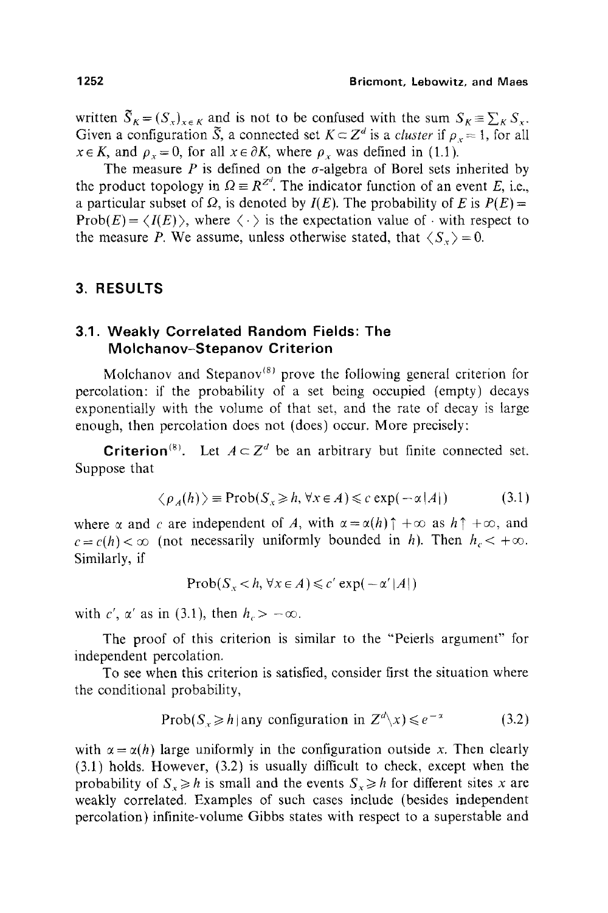written $\tilde{S}_K = (S_x)_{x \in K}$ and is not to be confused with the sum $S_K \equiv \sum_K S_x$. Given a configuration $\tilde{S}$, a connected set $K \subset Z^d$ is a *cluster* if $\rho_x = 1$, for all $x \in K$, and $\rho_x = 0$, for all $x \in \partial K$, where $\rho_x$ was defined in (1.1).

The measure $P$ is defined on the $\sigma$-algebra of Borel sets inherited by the product topology in $\Omega \equiv R^{Z^d}$. The indicator function of an event $E$, i.e., a particular subset of $\Omega$, is denoted by $I(E)$. The probability of $E$ is $P(E) = \text{Prob}(E) = \langle I(E) \rangle$, where $\langle \cdot \rangle$ is the expectation value of $\cdot$ with respect to the measure $P$. We assume, unless otherwise stated, that $\langle S_x \rangle = 0$.

## 3. RESULTS

### 3.1. Weakly Correlated Random Fields: The Molchanov–Stepanov Criterion

Molchanov and Stepanov[8] prove the following general criterion for percolation: if the probability of a set being occupied (empty) decays exponentially with the volume of that set, and the rate of decay is large enough, then percolation does not (does) occur. More precisely:

**Criterion**[8]. Let $A \subset Z^d$ be an arbitrary but finite connected set. Suppose that

$$\langle \rho_A(h) \rangle \equiv \text{Prob}(S_x \geq h, \forall x \in A) \leq c \exp(-\alpha |A|) \tag{3.1}$$

where $\alpha$ and $c$ are independent of $A$, with $\alpha = \alpha(h) \uparrow +\infty$ as $h \uparrow +\infty$, and $c = c(h) < \infty$ (not necessarily uniformly bounded in $h$). Then $h_c < +\infty$. Similarly, if

$$\text{Prob}(S_x < h, \forall x \in A) \leq c' \exp(-\alpha' |A|)$$

with $c'$, $\alpha'$ as in (3.1), then $h_c > -\infty$.

The proof of this criterion is similar to the "Peierls argument" for independent percolation.

To see when this criterion is satisfied, consider first the situation where the conditional probability,

$$\text{Prob}(S_x \geq h \,|\, \text{any configuration in } Z^d \backslash x) \leq e^{-\alpha} \tag{3.2}$$

with $\alpha = \alpha(h)$ large uniformly in the configuration outside $x$. Then clearly (3.1) holds. However, (3.2) is usually difficult to check, except when the probability of $S_x \geq h$ is small and the events $S_x \geq h$ for different sites $x$ are weakly correlated. Examples of such cases include (besides independent percolation) infinite-volume Gibbs states with respect to a superstable and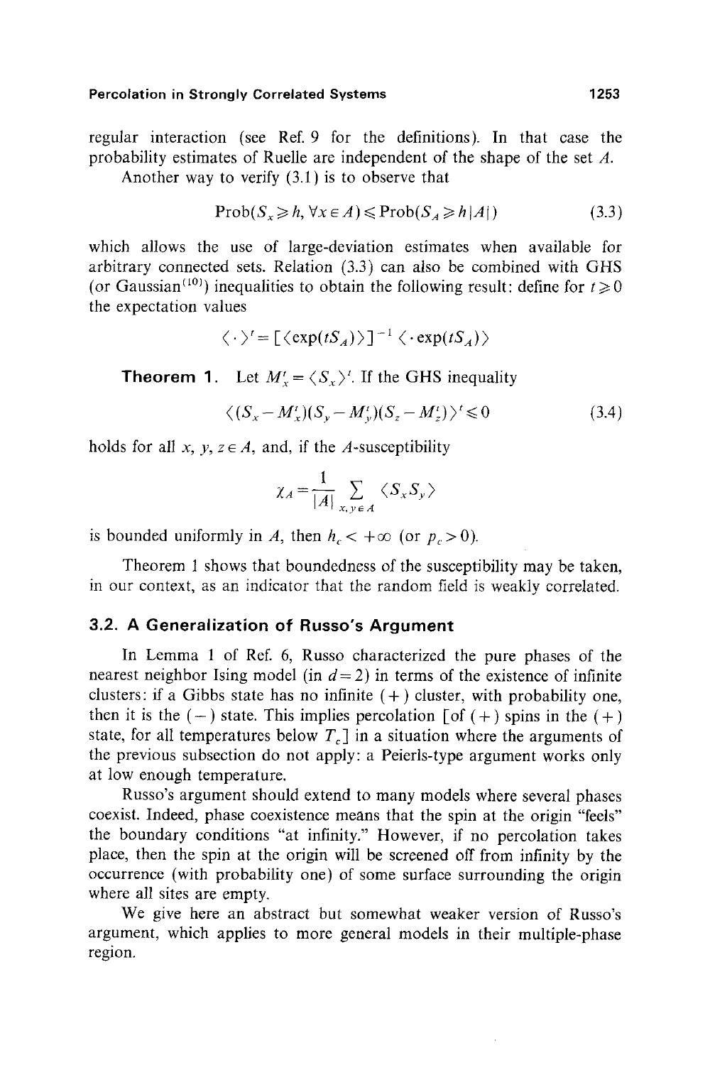regular interaction (see Ref. 9 for the definitions). In that case the probability estimates of Ruelle are independent of the shape of the set $A$.

Another way to verify (3.1) is to observe that

$$\operatorname{Prob}(S_x \geqslant h, \forall x \in A) \leqslant \operatorname{Prob}(S_A \geqslant h|A|) \tag{3.3}$$

which allows the use of large-deviation estimates when available for arbitrary connected sets. Relation (3.3) can also be combined with GHS (or Gaussian[10]) inequalities to obtain the following result: define for $t \geqslant 0$ the expectation values

$$\langle \cdot \rangle^t = [\langle \exp(tS_A) \rangle]^{-1} \langle \cdot \exp(tS_A) \rangle$$

**Theorem 1.** Let $M_x^t = \langle S_x \rangle^t$. If the GHS inequality

$$\langle (S_x - M_x^t)(S_y - M_y^t)(S_z - M_z^t) \rangle^t \leqslant 0 \tag{3.4}$$

holds for all $x, y, z \in A$, and, if the $A$-susceptibility

$$\chi_A = \frac{1}{|A|} \sum_{x, y \in A} \langle S_x S_y \rangle$$

is bounded uniformly in $A$, then $h_c < +\infty$ (or $p_c > 0$).

Theorem 1 shows that boundedness of the susceptibility may be taken, in our context, as an indicator that the random field is weakly correlated.

### 3.2. A Generalization of Russo's Argument

In Lemma 1 of Ref. 6, Russo characterized the pure phases of the nearest neighbor Ising model (in $d = 2$) in terms of the existence of infinite clusters: if a Gibbs state has no infinite (+) cluster, with probability one, then it is the (−) state. This implies percolation [of (+) spins in the (+) state, for all temperatures below $T_c$] in a situation where the arguments of the previous subsection do not apply: a Peierls-type argument works only at low enough temperature.

Russo's argument should extend to many models where several phases coexist. Indeed, phase coexistence means that the spin at the origin "feels" the boundary conditions "at infinity." However, if no percolation takes place, then the spin at the origin will be screened off from infinity by the occurrence (with probability one) of some surface surrounding the origin where all sites are empty.

We give here an abstract but somewhat weaker version of Russo's argument, which applies to more general models in their multiple-phase region.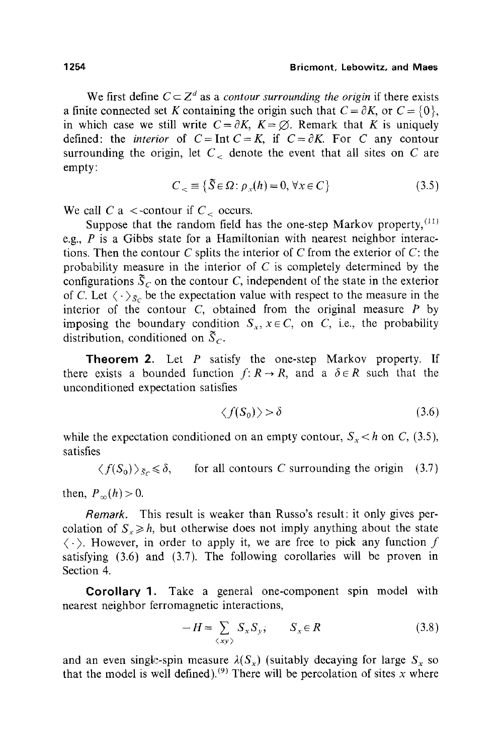We first define $C \subset Z^d$ as a *contour surrounding the origin* if there exists a finite connected set $K$ containing the origin such that $C = \partial K$, or $C = \{0\}$, in which case we still write $C = \partial K$, $K = \varnothing$. Remark that $K$ is uniquely defined: the *interior* of $C = \text{Int}\, C = K$, if $C = \partial K$. For $C$ any contour surrounding the origin, let $C_<$ denote the event that all sites on $C$ are empty:

$$C_< \equiv \{\tilde{S} \in \Omega : \rho_x(h) = 0, \forall x \in C\} \tag{3.5}$$

We call $C$ a $<$-contour if $C_<$ occurs.

Suppose that the random field has the one-step Markov property,[11] e.g., $P$ is a Gibbs state for a Hamiltonian with nearest neighbor interactions. Then the contour $C$ splits the interior of $C$ from the exterior of $C$: the probability measure in the interior of $C$ is completely determined by the configurations $\tilde{S}_C$ on the contour $C$, independent of the state in the exterior of $C$. Let $\langle \cdot \rangle_{\tilde{S}_C}$ be the expectation value with respect to the measure in the interior of the contour $C$, obtained from the original measure $P$ by imposing the boundary condition $S_x$, $x \in C$, on $C$, i.e., the probability distribution, conditioned on $\tilde{S}_C$.

**Theorem 2.** Let $P$ satisfy the one-step Markov property. If there exists a bounded function $f: R \to R$, and a $\delta \in R$ such that the unconditioned expectation satisfies

$$\langle f(S_0) \rangle > \delta \tag{3.6}$$

while the expectation conditioned on an empty contour, $S_x < h$ on $C$, (3.5), satisfies

$$\langle f(S_0) \rangle_{\tilde{S}_C} \leqslant \delta, \qquad \text{for all contours } C \text{ surrounding the origin} \tag{3.7}$$

then, $P_\infty(h) > 0$.

*Remark.* This result is weaker than Russo's result: it only gives percolation of $S_x \geqslant h$, but otherwise does not imply anything about the state $\langle \cdot \rangle$. However, in order to apply it, we are free to pick any function $f$ satisfying (3.6) and (3.7). The following corollaries will be proven in Section 4.

**Corollary 1.** Take a general one-component spin model with nearest neighbor ferromagnetic interactions,

$$-H = \sum_{\langle xy \rangle} S_x S_y; \qquad S_x \in R \tag{3.8}$$

and an even single-spin measure $\lambda(S_x)$ (suitably decaying for large $S_x$ so that the model is well defined).[9] There will be percolation of sites $x$ where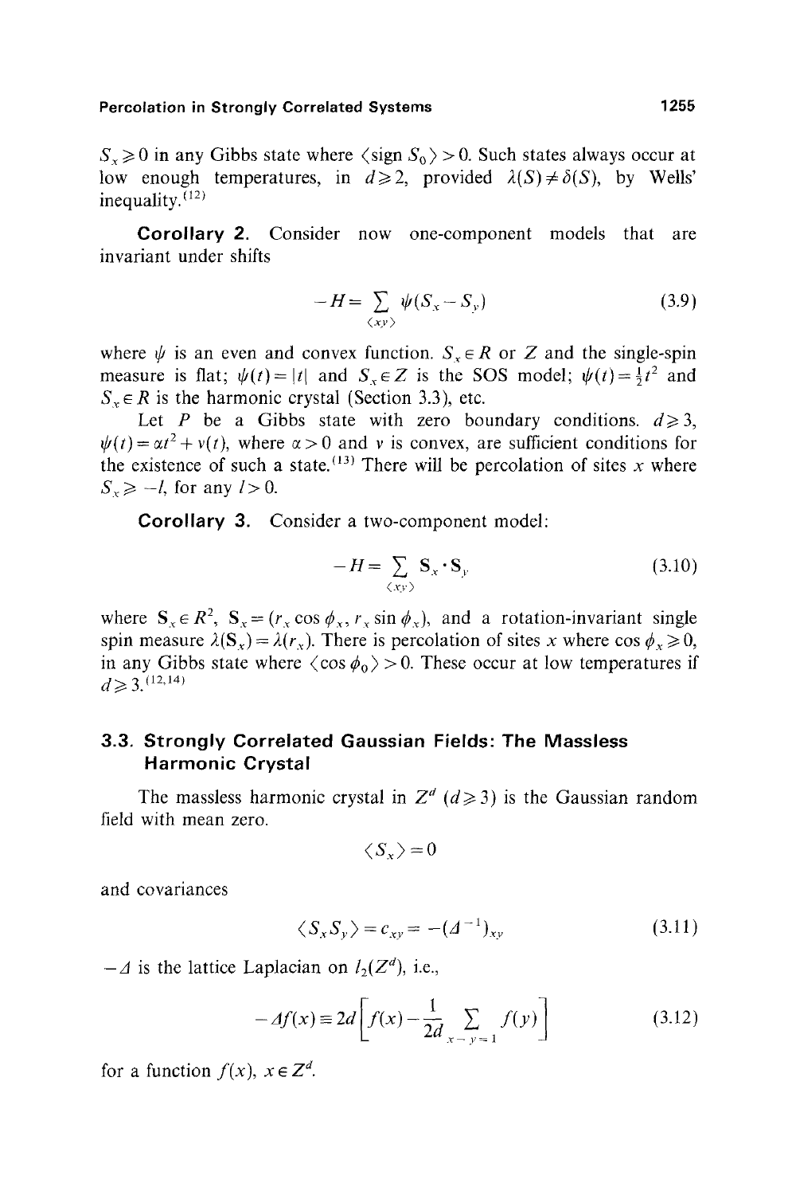$S_x \geqslant 0$ in any Gibbs state where $\langle \text{sign } S_0 \rangle > 0$. Such states always occur at low enough temperatures, in $d \geqslant 2$, provided $\lambda(S) \neq \delta(S)$, by Wells' inequality.[12]

**Corollary 2.** Consider now one-component models that are invariant under shifts

$$-H = \sum_{\langle xy \rangle} \psi(S_x - S_y) \tag{3.9}$$

where $\psi$ is an even and convex function. $S_x \in R$ or $Z$ and the single-spin measure is flat; $\psi(t) = |t|$ and $S_x \in Z$ is the SOS model; $\psi(t) = \frac{1}{2}t^2$ and $S_x \in R$ is the harmonic crystal (Section 3.3), etc.

Let $P$ be a Gibbs state with zero boundary conditions. $d \geqslant 3$, $\psi(t) = \alpha t^2 + v(t)$, where $\alpha > 0$ and $v$ is convex, are sufficient conditions for the existence of such a state.[13] There will be percolation of sites $x$ where $S_x \geqslant -l$, for any $l > 0$.

**Corollary 3.** Consider a two-component model:

$$-H = \sum_{\langle xy \rangle} \mathbf{S}_x \cdot \mathbf{S}_y \tag{3.10}$$

where $\mathbf{S}_x \in R^2$, $\mathbf{S}_x = (r_x \cos \phi_x, r_x \sin \phi_x)$, and a rotation-invariant single spin measure $\lambda(\mathbf{S}_x) = \lambda(r_x)$. There is percolation of sites $x$ where $\cos \phi_x \geqslant 0$, in any Gibbs state where $\langle \cos \phi_0 \rangle > 0$. These occur at low temperatures if $d \geqslant 3$.[12,14]

### 3.3. Strongly Correlated Gaussian Fields: The Massless Harmonic Crystal

The massless harmonic crystal in $Z^d$ ($d \geqslant 3$) is the Gaussian random field with mean zero.

$$\langle S_x \rangle = 0$$

and covariances

$$\langle S_x S_y \rangle = c_{xy} = -(\Delta^{-1})_{xy} \tag{3.11}$$

$-\Delta$ is the lattice Laplacian on $l_2(Z^d)$, i.e.,

$$-\Delta f(x) \equiv 2d \left[ f(x) - \frac{1}{2d} \sum_{|x-y|=1} f(y) \right] \tag{3.12}$$

for a function $f(x)$, $x \in Z^d$.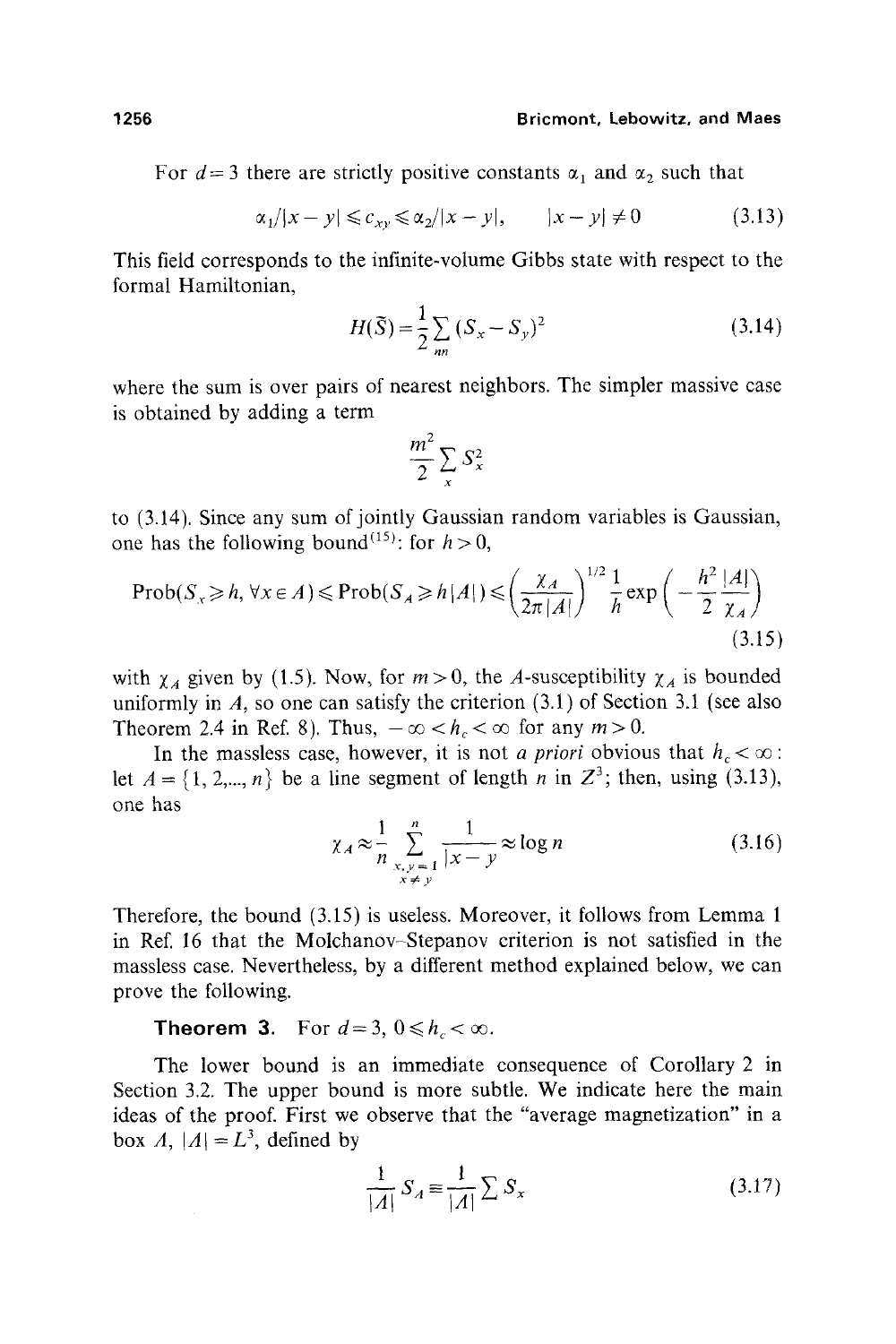For $d = 3$ there are strictly positive constants $\alpha_1$ and $\alpha_2$ such that

$$\alpha_1/|x-y| \leqslant c_{xy} \leqslant \alpha_2/|x-y|, \qquad |x-y| \neq 0 \tag{3.13}$$

This field corresponds to the infinite-volume Gibbs state with respect to the formal Hamiltonian,

$$H(\tilde{S}) = \frac{1}{2} \sum_{nn} (S_x - S_y)^2 \tag{3.14}$$

where the sum is over pairs of nearest neighbors. The simpler massive case is obtained by adding a term

$$\frac{m^2}{2} \sum_x S_x^2$$

to (3.14). Since any sum of jointly Gaussian random variables is Gaussian, one has the following bound[15]: for $h > 0$,

$$\text{Prob}(S_x \geqslant h, \forall x \in A) \leqslant \text{Prob}(S_A \geqslant h|A|) \leqslant \left(\frac{\chi_A}{2\pi |A|}\right)^{1/2} \frac{1}{h} \exp\left(-\frac{h^2}{2} \frac{|A|}{\chi_A}\right) \tag{3.15}$$

with $\chi_A$ given by (1.5). Now, for $m > 0$, the $A$-susceptibility $\chi_A$ is bounded uniformly in $A$, so one can satisfy the criterion (3.1) of Section 3.1 (see also Theorem 2.4 in Ref. 8). Thus, $-\infty < h_c < \infty$ for any $m > 0$.

In the massless case, however, it is not *a priori* obvious that $h_c < \infty$: let $A = \{1, 2, \ldots, n\}$ be a line segment of length $n$ in $Z^3$; then, using (3.13), one has

$$\chi_A \approx \frac{1}{n} \sum_{\substack{x, y = 1 \\ x \neq y}}^{n} \frac{1}{|x-y|} \approx \log n \tag{3.16}$$

Therefore, the bound (3.15) is useless. Moreover, it follows from Lemma 1 in Ref. 16 that the Molchanov–Stepanov criterion is not satisfied in the massless case. Nevertheless, by a different method explained below, we can prove the following.

**Theorem 3.** For $d = 3$, $0 \leqslant h_c < \infty$.

The lower bound is an immediate consequence of Corollary 2 in Section 3.2. The upper bound is more subtle. We indicate here the main ideas of the proof. First we observe that the "average magnetization" in a box $A$, $|A| = L^3$, defined by

$$\frac{1}{|A|} S_A \equiv \frac{1}{|A|} \sum S_x \tag{3.17}$$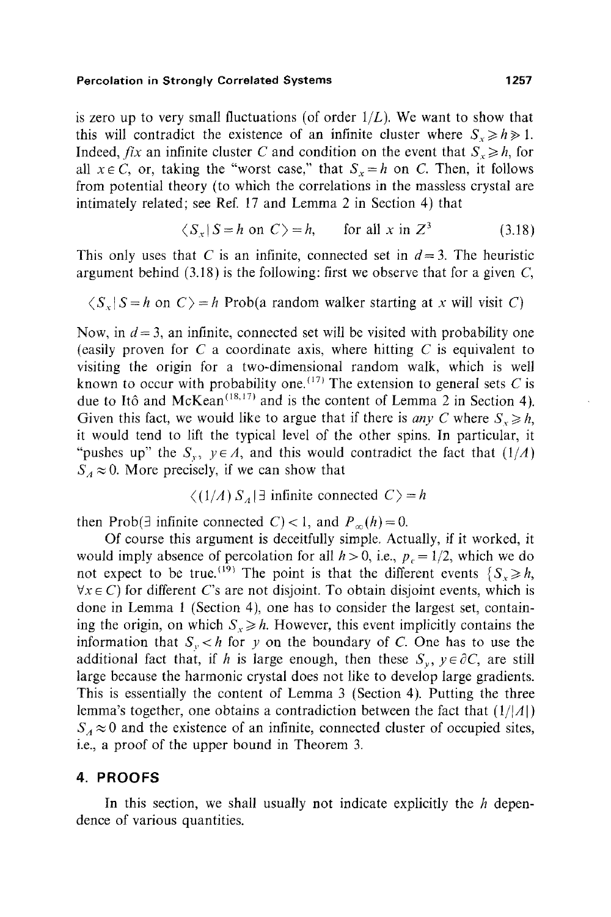is zero up to very small fluctuations (of order $1/L$). We want to show that this will contradict the existence of an infinite cluster where $S_x \geqslant h \gg 1$. Indeed, *fix* an infinite cluster $C$ and condition on the event that $S_x \geqslant h$, for all $x \in C$, or, taking the "worst case," that $S_x = h$ on $C$. Then, it follows from potential theory (to which the correlations in the massless crystal are intimately related; see Ref. 17 and Lemma 2 in Section 4) that

$$\langle S_x \mid S = h \text{ on } C \rangle = h, \qquad \text{for all } x \text{ in } Z^3 \tag{3.18}$$

This only uses that $C$ is an infinite, connected set in $d = 3$. The heuristic argument behind (3.18) is the following: first we observe that for a given $C$,

$$\langle S_x \mid S = h \text{ on } C \rangle = h \text{ Prob(a random walker starting at } x \text{ will visit } C)$$

Now, in $d = 3$, an infinite, connected set will be visited with probability one (easily proven for $C$ a coordinate axis, where hitting $C$ is equivalent to visiting the origin for a two-dimensional random walk, which is well known to occur with probability one.[17] The extension to general sets $C$ is due to Itô and McKean[18,17] and is the content of Lemma 2 in Section 4). Given this fact, we would like to argue that if there is *any* $C$ where $S_x \geqslant h$, it would tend to lift the typical level of the other spins. In particular, it "pushes up" the $S_y$, $y \in \Lambda$, and this would contradict the fact that $(1/\Lambda)$ $S_\Lambda \approx 0$. More precisely, if we can show that

$$\langle (1/\Lambda)\, S_\Lambda \mid \exists \text{ infinite connected } C \rangle = h$$

then Prob($\exists$ infinite connected $C$) $< 1$, and $P_\infty(h) = 0$.

Of course this argument is deceitfully simple. Actually, if it worked, it would imply absence of percolation for all $h > 0$, i.e., $p_c = 1/2$, which we do not expect to be true.[19] The point is that the different events $\{S_x \geqslant h,$ $\forall x \in C\}$ for different $C$'s are not disjoint. To obtain disjoint events, which is done in Lemma 1 (Section 4), one has to consider the largest set, containing the origin, on which $S_x \geqslant h$. However, this event implicitly contains the information that $S_y < h$ for $y$ on the boundary of $C$. One has to use the additional fact that, if $h$ is large enough, then these $S_y$, $y \in \partial C$, are still large because the harmonic crystal does not like to develop large gradients. This is essentially the content of Lemma 3 (Section 4). Putting the three lemma's together, one obtains a contradiction between the fact that $(1/|\Lambda|)$ $S_\Lambda \approx 0$ and the existence of an infinite, connected cluster of occupied sites, i.e., a proof of the upper bound in Theorem 3.

## 4. PROOFS

In this section, we shall usually not indicate explicitly the $h$ dependence of various quantities.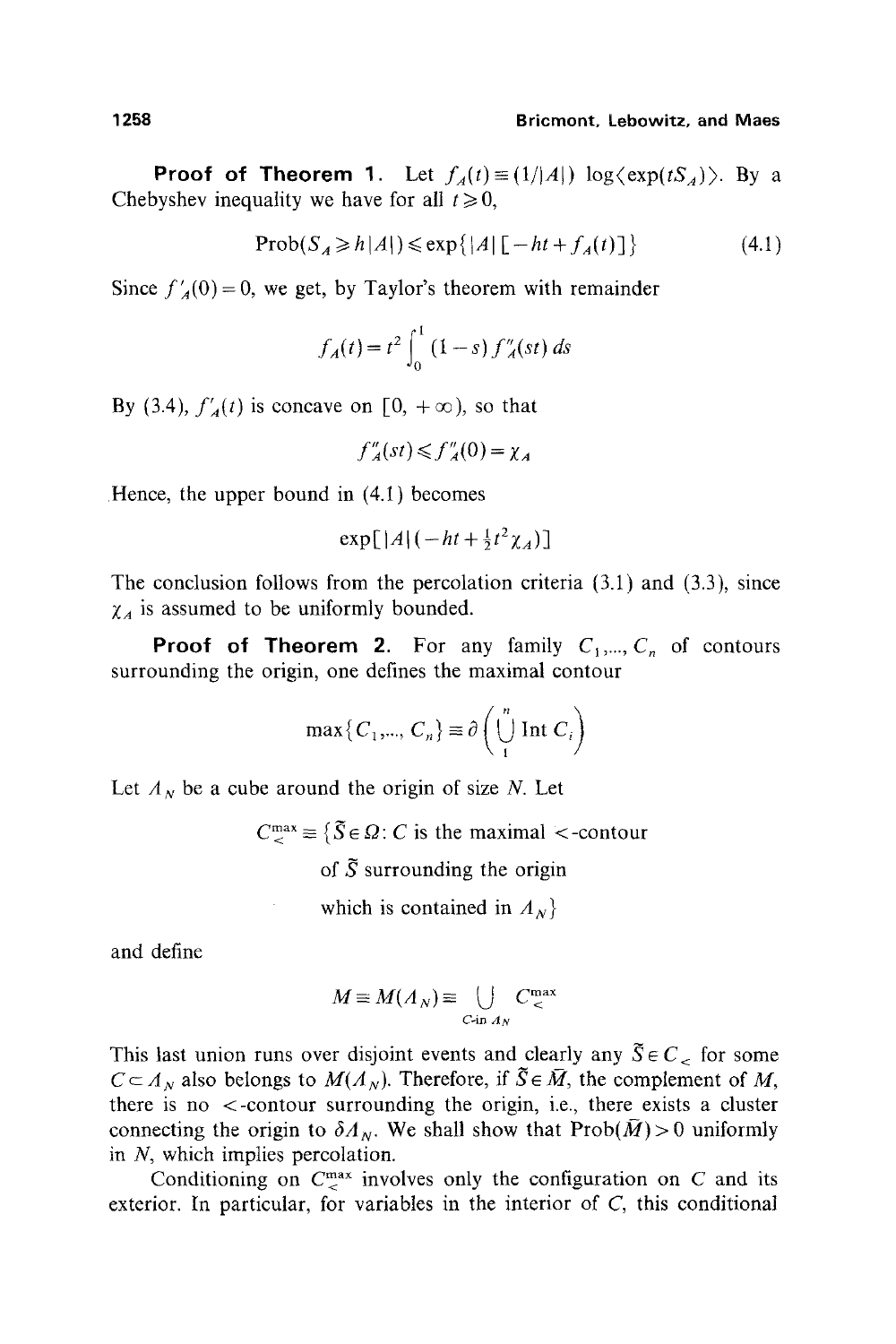**Proof of Theorem 1.** Let $f_A(t) \equiv (1/|A|) \log\langle \exp(tS_A)\rangle$. By a Chebyshev inequality we have for all $t \geqslant 0$,

$$\text{Prob}(S_A \geqslant h|A|) \leqslant \exp\{|A| [-ht + f_A(t)]\} \tag{4.1}$$

Since $f'_A(0) = 0$, we get, by Taylor's theorem with remainder

$$f_A(t) = t^2 \int_0^1 (1-s) f''_A(st)\, ds$$

By (3.4), $f'_A(t)$ is concave on $[0, +\infty)$, so that

$$f''_A(st) \leqslant f''_A(0) = \chi_A$$

Hence, the upper bound in (4.1) becomes

$$\exp[|A|(-ht + \tfrac{1}{2}t^2 \chi_A)]$$

The conclusion follows from the percolation criteria (3.1) and (3.3), since $\chi_A$ is assumed to be uniformly bounded.

**Proof of Theorem 2.** For any family $C_1,..., C_n$ of contours surrounding the origin, one defines the maximal contour

$$\max\{C_1,..., C_n\} \equiv \partial\left(\bigcup_1^n \text{Int}\, C_i\right)$$

Let $\Lambda_N$ be a cube around the origin of size $N$. Let

$$C_<^{\max} \equiv \{\tilde{S} \in \Omega: C \text{ is the maximal } <\text{-contour of } \tilde{S} \text{ surrounding the origin which is contained in } \Lambda_N\}$$

and define

$$M \equiv M(\Lambda_N) \equiv \bigcup_{C\text{-in } \Lambda_N} C_<^{\max}$$

This last union runs over disjoint events and clearly any $\tilde{S} \in C_<$ for some $C \subset \Lambda_N$ also belongs to $M(\Lambda_N)$. Therefore, if $\tilde{S} \in \bar{M}$, the complement of $M$, there is no $<$-contour surrounding the origin, i.e., there exists a cluster connecting the origin to $\delta\Lambda_N$. We shall show that $\text{Prob}(\bar{M}) > 0$ uniformly in $N$, which implies percolation.

Conditioning on $C_<^{\max}$ involves only the configuration on $C$ and its exterior. In particular, for variables in the interior of $C$, this conditional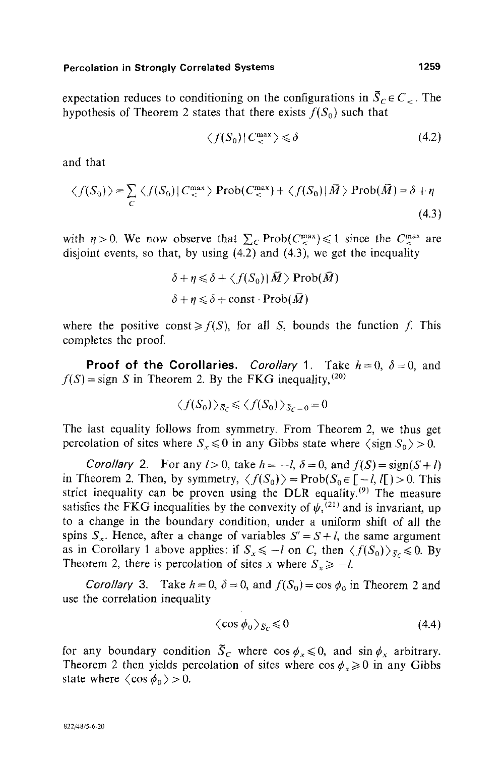expectation reduces to conditioning on the configurations in $\tilde{S}_C \in C_<$. The hypothesis of Theorem 2 states that there exists $f(S_0)$ such that

$$\langle f(S_0) \mid C_<^{\max} \rangle \leqslant \delta \tag{4.2}$$

and that

$$\langle f(S_0) \rangle = \sum_C \langle f(S_0) \mid C_<^{\max} \rangle \operatorname{Prob}(C_<^{\max}) + \langle f(S_0) \mid \bar{M} \rangle \operatorname{Prob}(\bar{M}) = \delta + \eta \tag{4.3}$$

with $\eta > 0$. We now observe that $\sum_C \operatorname{Prob}(C_<^{\max}) \leqslant 1$ since the $C_<^{\max}$ are disjoint events, so that, by using (4.2) and (4.3), we get the inequality

$$\delta + \eta \leqslant \delta + \langle f(S_0) \mid \bar{M} \rangle \operatorname{Prob}(\bar{M})$$

$$\delta + \eta \leqslant \delta + \text{const} \cdot \operatorname{Prob}(\bar{M})$$

where the positive const $\geqslant f(S)$, for all $S$, bounds the function $f$. This completes the proof.

**Proof of the Corollaries.** *Corollary* 1. Take $h = 0$, $\delta = 0$, and $f(S) = \operatorname{sign} S$ in Theorem 2. By the FKG inequality,[20]

$$\langle f(S_0) \rangle_{\tilde{S}_C} \leqslant \langle f(S_0) \rangle_{\tilde{S}_C = 0} = 0$$

The last equality follows from symmetry. From Theorem 2, we thus get percolation of sites where $S_x \leqslant 0$ in any Gibbs state where $\langle \operatorname{sign} S_0 \rangle > 0$.

*Corollary* 2. For any $l > 0$, take $h = -l$, $\delta = 0$, and $f(S) = \operatorname{sign}(S + l)$ in Theorem 2. Then, by symmetry, $\langle f(S_0) \rangle = \operatorname{Prob}(S_0 \in [-l, l[) > 0$. This strict inequality can be proven using the DLR equality.[9] The measure satisfies the FKG inequalities by the convexity of $\psi$,[21] and is invariant, up to a change in the boundary condition, under a uniform shift of all the spins $S_x$. Hence, after a change of variables $S' = S + l$, the same argument as in Corollary 1 above applies: if $S_x \leqslant -l$ on $C$, then $\langle f(S_0) \rangle_{\tilde{S}_C} \leqslant 0$. By Theorem 2, there is percolation of sites $x$ where $S_x \geqslant -l$.

*Corollary* 3. Take $h = 0$, $\delta = 0$, and $f(S_0) = \cos \phi_0$ in Theorem 2 and use the correlation inequality

$$\langle \cos \phi_0 \rangle_{\tilde{S}_C} \leqslant 0 \tag{4.4}$$

for any boundary condition $\tilde{S}_C$ where $\cos \phi_x \leqslant 0$, and $\sin \phi_x$ arbitrary. Theorem 2 then yields percolation of sites where $\cos \phi_x \geqslant 0$ in any Gibbs state where $\langle \cos \phi_0 \rangle > 0$.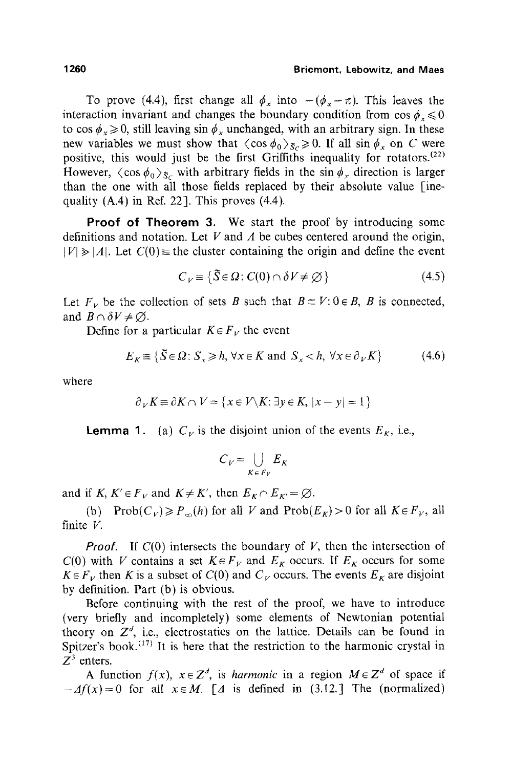To prove (4.4), first change all $\phi_x$ into $-(\phi_x - \pi)$. This leaves the interaction invariant and changes the boundary condition from $\cos \phi_x \leqslant 0$ to $\cos \phi_x \geqslant 0$, still leaving $\sin \phi_x$ unchanged, with an arbitrary sign. In these new variables we must show that $\langle \cos \phi_0 \rangle_{\tilde{S}_C} \geqslant 0$. If all $\sin \phi_x$ on $C$ were positive, this would just be the first Griffiths inequality for rotators.[22] However, $\langle \cos \phi_0 \rangle_{\tilde{S}_C}$ with arbitrary fields in the $\sin \phi_x$ direction is larger than the one with all those fields replaced by their absolute value [inequality (A.4) in Ref. 22]. This proves (4.4).

**Proof of Theorem 3.** We start the proof by introducing some definitions and notation. Let $V$ and $\Lambda$ be cubes centered around the origin, $|V| \gg |\Lambda|$. Let $C(0) \equiv$ the cluster containing the origin and define the event

$$C_V \equiv \{\tilde{S} \in \Omega : C(0) \cap \delta V \neq \varnothing\} \tag{4.5}$$

Let $F_V$ be the collection of sets $B$ such that $B \subset V: 0 \in B$, $B$ is connected, and $B \cap \delta V \neq \varnothing$.

Define for a particular $K \in F_V$ the event

$$E_K \equiv \{\tilde{S} \in \Omega : S_x \geqslant h, \forall x \in K \text{ and } S_x < h, \forall x \in \partial_V K\} \tag{4.6}$$

where

$$\partial_V K \equiv \partial K \cap V = \{x \in V \backslash K : \exists y \in K, |x - y| = 1\}$$

**Lemma 1.** (a) $C_V$ is the disjoint union of the events $E_K$, i.e.,

$$C_V = \bigcup_{K \in F_V} E_K$$

and if $K, K' \in F_V$ and $K \neq K'$, then $E_K \cap E_{K'} = \varnothing$.

(b) $\text{Prob}(C_V) \geqslant P_\infty(h)$ for all $V$ and $\text{Prob}(E_K) > 0$ for all $K \in F_V$, all finite $V$.

*Proof.* If $C(0)$ intersects the boundary of $V$, then the intersection of $C(0)$ with $V$ contains a set $K \in F_V$ and $E_K$ occurs. If $E_K$ occurs for some $K \in F_V$ then $K$ is a subset of $C(0)$ and $C_V$ occurs. The events $E_K$ are disjoint by definition. Part (b) is obvious.

Before continuing with the rest of the proof, we have to introduce (very briefly and incompletely) some elements of Newtonian potential theory on $Z^d$, i.e., electrostatics on the lattice. Details can be found in Spitzer's book.[17] It is here that the restriction to the harmonic crystal in $Z^3$ enters.

A function $f(x)$, $x \in Z^d$, is *harmonic* in a region $M \in Z^d$ of space if $-\Delta f(x) = 0$ for all $x \in M$. [$\Delta$ is defined in (3.12.] The (normalized)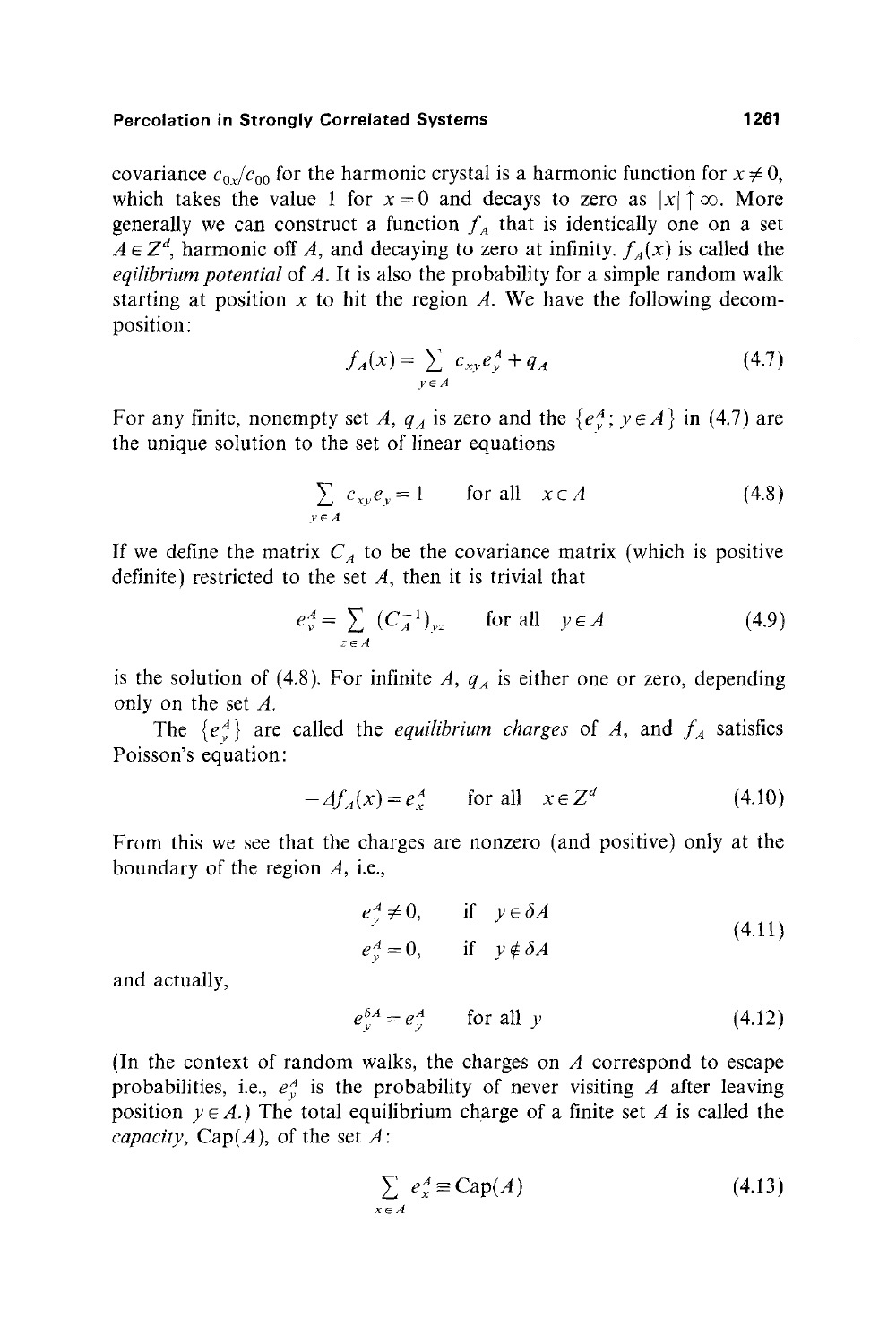covariance $c_{0x}/c_{00}$ for the harmonic crystal is a harmonic function for $x \neq 0$, which takes the value 1 for $x = 0$ and decays to zero as $|x| \uparrow \infty$. More generally we can construct a function $f_A$ that is identically one on a set $A \in Z^d$, harmonic off $A$, and decaying to zero at infinity. $f_A(x)$ is called the *eqilibrium potential* of $A$. It is also the probability for a simple random walk starting at position $x$ to hit the region $A$. We have the following decomposition:

$$f_A(x) = \sum_{y \in A} c_{xy} e_y^A + q_A \tag{4.7}$$

For any finite, nonempty set $A$, $q_A$ is zero and the $\{e_y^A; y \in A\}$ in (4.7) are the unique solution to the set of linear equations

$$\sum_{y \in A} c_{xy} e_y = 1 \qquad \text{for all} \quad x \in A \tag{4.8}$$

If we define the matrix $C_A$ to be the covariance matrix (which is positive definite) restricted to the set $A$, then it is trivial that

$$e_y^A = \sum_{z \in A} (C_A^{-1})_{yz} \qquad \text{for all} \quad y \in A \tag{4.9}$$

is the solution of (4.8). For infinite $A$, $q_A$ is either one or zero, depending only on the set $A$.

The $\{e_y^A\}$ are called the *equilibrium charges* of $A$, and $f_A$ satisfies Poisson's equation:

$$-\Delta f_A(x) = e_x^A \qquad \text{for all} \quad x \in Z^d \tag{4.10}$$

From this we see that the charges are nonzero (and positive) only at the boundary of the region $A$, i.e.,

$$\begin{aligned} e_y^A &\neq 0, \qquad \text{if} \quad y \in \delta A \\ e_y^A &= 0, \qquad \text{if} \quad y \notin \delta A \end{aligned} \tag{4.11}$$

and actually,

$$e_y^{\delta A} = e_y^A \qquad \text{for all } y \tag{4.12}$$

(In the context of random walks, the charges on $A$ correspond to escape probabilities, i.e., $e_y^A$ is the probability of never visiting $A$ after leaving position $y \in A$.) The total equilibrium charge of a finite set $A$ is called the *capacity*, Cap($A$), of the set $A$:

$$\sum_{x \in A} e_x^A \equiv \text{Cap}(A) \tag{4.13}$$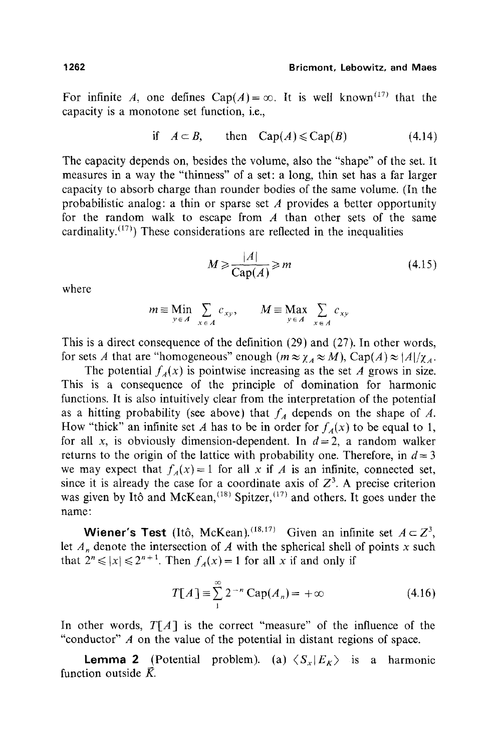For infinite $A$, one defines $\text{Cap}(A) = \infty$. It is well known[17] that the capacity is a monotone set function, i.e.,

$$\text{if} \quad A \subset B, \qquad \text{then} \quad \text{Cap}(A) \leqslant \text{Cap}(B) \tag{4.14}$$

The capacity depends on, besides the volume, also the "shape" of the set. It measures in a way the "thinness" of a set: a long, thin set has a far larger capacity to absorb charge than rounder bodies of the same volume. (In the probabilistic analog: a thin or sparse set $A$ provides a better opportunity for the random walk to escape from $A$ than other sets of the same cardinality.[17]) These considerations are reflected in the inequalities

$$M \geqslant \frac{|A|}{\text{Cap}(A)} \geqslant m \tag{4.15}$$

where

$$m \equiv \underset{y \in A}{\text{Min}} \sum_{x \in A} c_{xy}, \qquad M \equiv \underset{y \in A}{\text{Max}} \sum_{x \in A} c_{xy}$$

This is a direct consequence of the definition (29) and (27). In other words, for sets $A$ that are "homogeneous" enough ($m \approx \chi_A \approx M$), $\text{Cap}(A) \approx |A|/\chi_A$.

The potential $f_A(x)$ is pointwise increasing as the set $A$ grows in size. This is a consequence of the principle of domination for harmonic functions. It is also intuitively clear from the interpretation of the potential as a hitting probability (see above) that $f_A$ depends on the shape of $A$. How "thick" an infinite set $A$ has to be in order for $f_A(x)$ to be equal to 1, for all $x$, is obviously dimension-dependent. In $d = 2$, a random walker returns to the origin of the lattice with probability one. Therefore, in $d = 3$ we may expect that $f_A(x) = 1$ for all $x$ if $A$ is an infinite, connected set, since it is already the case for a coordinate axis of $Z^3$. A precise criterion was given by Itô and McKean,[18] Spitzer,[17] and others. It goes under the name:

**Wiener's Test** (Itô, McKean).[18,17] Given an infinite set $A \subset Z^3$, let $A_n$ denote the intersection of $A$ with the spherical shell of points $x$ such that $2^n \leqslant |x| \leqslant 2^{n+1}$. Then $f_A(x) = 1$ for all $x$ if and only if

$$T[A] \equiv \sum_{1}^{\infty} 2^{-n} \,\text{Cap}(A_n) = +\infty \tag{4.16}$$

In other words, $T[A]$ is the correct "measure" of the influence of the "conductor" $A$ on the value of the potential in distant regions of space.

**Lemma 2** (Potential problem). (a) $\langle S_x \,|\, E_K \rangle$ is a harmonic function outside $\bar{K}$.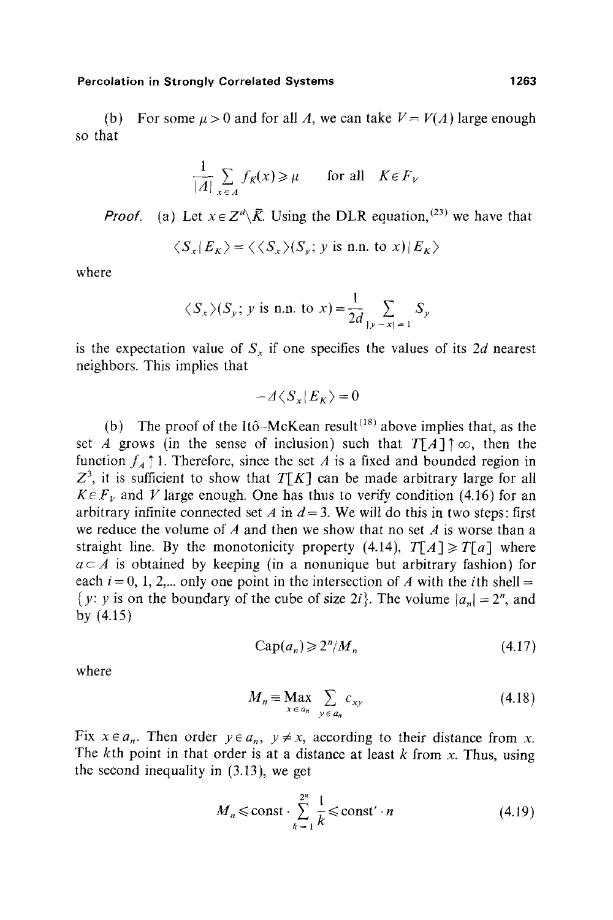(b) For some $\mu > 0$ and for all $A$, we can take $V = V(A)$ large enough so that

$$\frac{1}{|A|} \sum_{x \in A} f_K(x) \geqslant \mu \qquad \text{for all} \quad K \in F_V$$

*Proof.* (a) Let $x \in Z^d \backslash \bar{K}$. Using the DLR equation,[23] we have that

$$\langle S_x | E_K \rangle = \langle \langle S_x \rangle (S_y;\ y \text{ is n.n. to } x) | E_K \rangle$$

where

$$\langle S_x \rangle (S_y;\ y \text{ is n.n. to } x) = \frac{1}{2d} \sum_{|y-x|=1} S_y$$

is the expectation value of $S_x$ if one specifies the values of its $2d$ nearest neighbors. This implies that

$$-\Delta \langle S_x | E_K \rangle = 0$$

(b) The proof of the Itô–McKean result[18] above implies that, as the set $A$ grows (in the sense of inclusion) such that $T[A] \uparrow \infty$, then the function $f_A \uparrow 1$. Therefore, since the set $\Lambda$ is a fixed and bounded region in $Z^3$, it is sufficient to show that $T[K]$ can be made arbitrary large for all $K \in F_V$ and $V$ large enough. One has thus to verify condition (4.16) for an arbitrary infinite connected set $A$ in $d = 3$. We will do this in two steps: first we reduce the volume of $A$ and then we show that no set $A$ is worse than a straight line. By the monotonicity property (4.14), $T[A] \geqslant T[a]$ where $a \subset A$ is obtained by keeping (in a nonunique but arbitrary fashion) for each $i = 0, 1, 2,\ldots$ only one point in the intersection of $A$ with the $i$th shell $=$ $\{y\colon y$ is on the boundary of the cube of size $2i\}$. The volume $|a_n| = 2^n$, and by (4.15)

$$\operatorname{Cap}(a_n) \geqslant 2^n / M_n \tag{4.17}$$

where

$$M_n \equiv \operatorname*{Max}_{x \in a_n} \sum_{y \in a_n} c_{xy} \tag{4.18}$$

Fix $x \in a_n$. Then order $y \in a_n$, $y \neq x$, according to their distance from $x$. The $k$th point in that order is at a distance at least $k$ from $x$. Thus, using the second inequality in (3.13), we get

$$M_n \leqslant \text{const} \cdot \sum_{k=1}^{2^n} \frac{1}{k} \leqslant \text{const}' \cdot n \tag{4.19}$$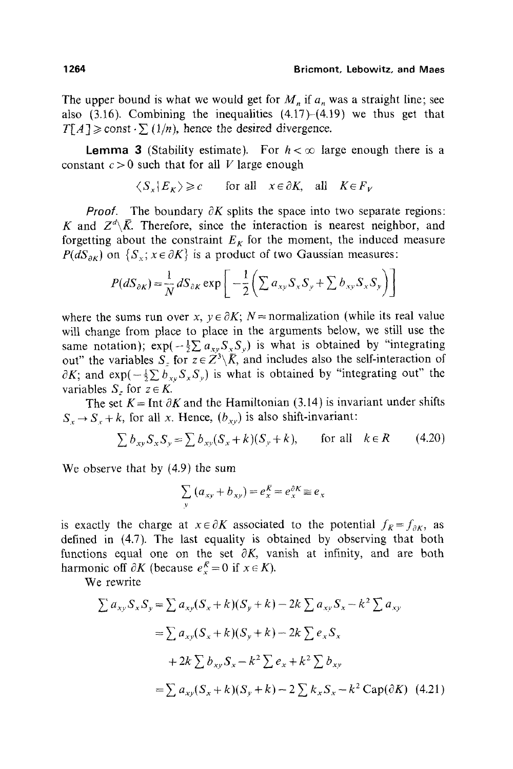The upper bound is what we would get for $M_n$ if $a_n$ was a straight line; see also (3.16). Combining the inequalities (4.17)–(4.19) we thus get that $T[A] \geqslant \text{const} \cdot \sum (1/n)$, hence the desired divergence.

**Lemma 3** (Stability estimate). For $h < \infty$ large enough there is a constant $c > 0$ such that for all $V$ large enough

$$\langle S_x | E_K \rangle \geqslant c \qquad \text{for all} \quad x \in \partial K, \quad \text{all} \quad K \in F_V$$

*Proof.* The boundary $\partial K$ splits the space into two separate regions: $K$ and $Z^d \backslash \bar{K}$. Therefore, since the interaction is nearest neighbor, and forgetting about the constraint $E_K$ for the moment, the induced measure $P(dS_{\partial K})$ on $\{S_x; x \in \partial K\}$ is a product of two Gaussian measures:

$$P(dS_{\partial K}) = \frac{1}{N} dS_{\partial K} \exp\left[ -\frac{1}{2}\left( \sum a_{xy} S_x S_y + \sum b_{xy} S_x S_y \right) \right]$$

where the sums run over $x, y \in \partial K$; $N =$ normalization (while its real value will change from place to place in the arguments below, we still use the same notation); $\exp(-\frac{1}{2}\sum a_{xy} S_x S_y)$ is what is obtained by "integrating out" the variables $S_z$ for $z \in Z^3 \backslash \bar{K}$, and includes also the self-interaction of $\partial K$; and $\exp(-\frac{1}{2}\sum b_{xy} S_x S_y)$ is what is obtained by "integrating out" the variables $S_z$ for $z \in K$.

The set $K = \text{Int}\, \partial K$ and the Hamiltonian (3.14) is invariant under shifts $S_x \to S_x + k$, for all $x$. Hence, $(b_{xy})$ is also shift-invariant:

$$\sum b_{xy} S_x S_y = \sum b_{xy} (S_x + k)(S_y + k), \qquad \text{for all} \quad k \in R \tag{4.20}$$

We observe that by (4.9) the sum

$$\sum_y (a_{xy} + b_{xy}) = e_x^{\bar{K}} = e_x^{\partial K} \equiv e_x$$

is exactly the charge at $x \in \partial K$ associated to the potential $f_{\bar{K}} = f_{\partial K}$, as defined in (4.7). The last equality is obtained by observing that both functions equal one on the set $\partial K$, vanish at infinity, and are both harmonic off $\partial K$ (because $e_x^{\bar{K}} = 0$ if $x \in K$).

We rewrite

$$\begin{aligned}
\sum a_{xy} S_x S_y &= \sum a_{xy} (S_x + k)(S_y + k) - 2k \sum a_{xy} S_x - k^2 \sum a_{xy} \\
&= \sum a_{xy} (S_x + k)(S_y + k) - 2k \sum e_x S_x \\
&\quad + 2k \sum b_{xy} S_x - k^2 \sum e_x + k^2 \sum b_{xy} \\
&= \sum a_{xy} (S_x + k)(S_y + k) - 2 \sum k_x S_x - k^2 \operatorname{Cap}(\partial K)
\end{aligned} \tag{4.21}$$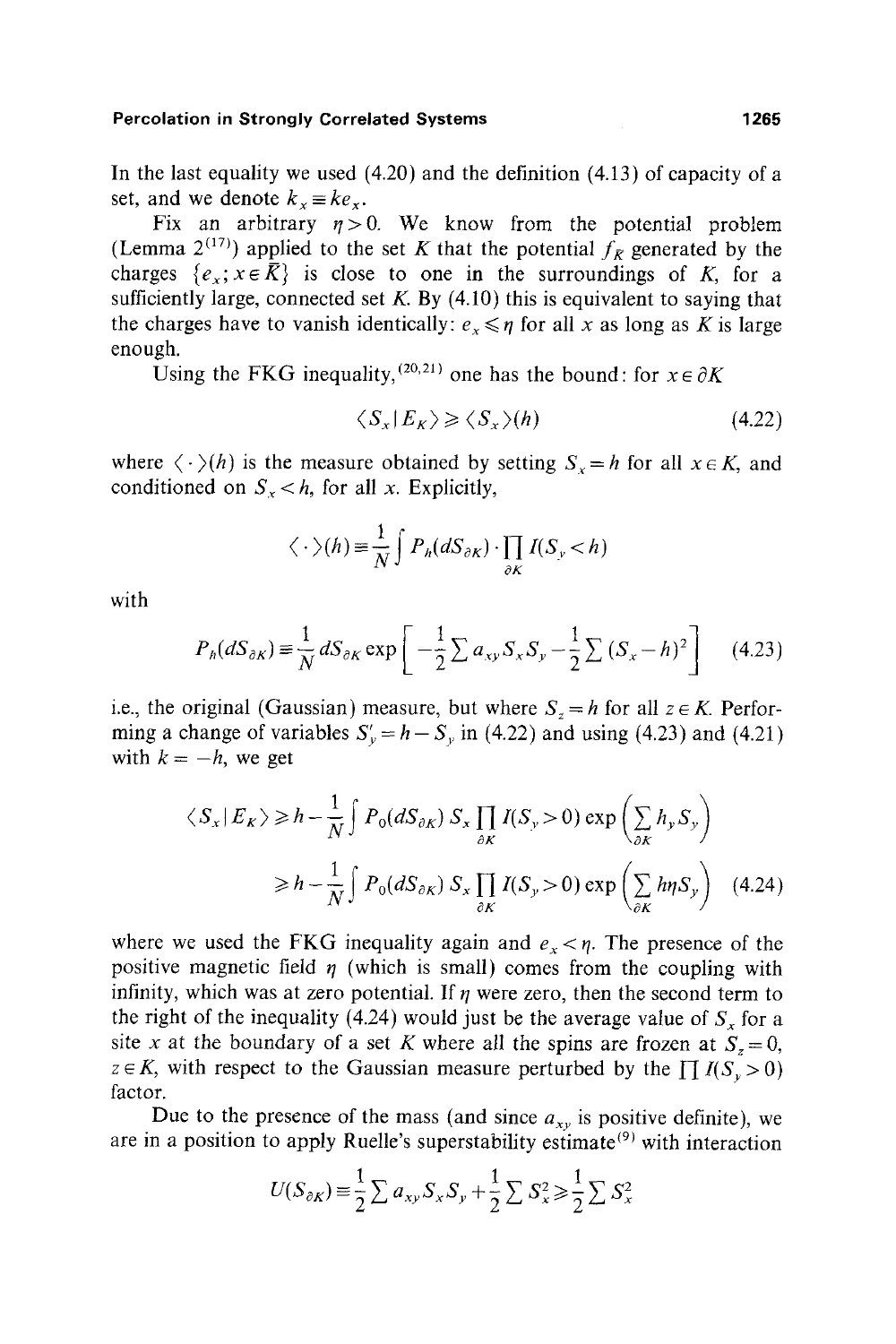In the last equality we used (4.20) and the definition (4.13) of capacity of a set, and we denote $k_x \equiv k e_x$.

Fix an arbitrary $\eta > 0$. We know from the potential problem (Lemma 2[17]) applied to the set $K$ that the potential $f_{\bar{K}}$ generated by the charges $\{e_x; x \in \bar{K}\}$ is close to one in the surroundings of $K$, for a sufficiently large, connected set $K$. By (4.10) this is equivalent to saying that the charges have to vanish identically: $e_x \leqslant \eta$ for all $x$ as long as $K$ is large enough.

Using the FKG inequality,[20,21] one has the bound: for $x \in \partial K$

$$\langle S_x \mid E_K \rangle \geqslant \langle S_x \rangle (h) \tag{4.22}$$

where $\langle \cdot \rangle (h)$ is the measure obtained by setting $S_x = h$ for all $x \in K$, and conditioned on $S_x < h$, for all $x$. Explicitly,

$$\langle \cdot \rangle (h) \equiv \frac{1}{N} \int P_h(dS_{\partial K}) \cdot \prod_{\partial K} I(S_y < h)$$

with

$$P_h(dS_{\partial K}) \equiv \frac{1}{N} dS_{\partial K} \exp\left[ -\frac{1}{2} \sum a_{xy} S_x S_y - \frac{1}{2} \sum (S_x - h)^2 \right] \tag{4.23}$$

i.e., the original (Gaussian) measure, but where $S_z = h$ for all $z \in K$. Performing a change of variables $S'_y = h - S_y$ in (4.22) and using (4.23) and (4.21) with $k = -h$, we get

$$\begin{aligned}
\langle S_x \mid E_K \rangle &\geqslant h - \frac{1}{N} \int P_0(dS_{\partial K})\, S_x \prod_{\partial K} I(S_y > 0) \exp\left( \sum_{\partial K} h_y S_y \right) \\
&\geqslant h - \frac{1}{N} \int P_0(dS_{\partial K})\, S_x \prod_{\partial K} I(S_y > 0) \exp\left( \sum_{\partial K} h\eta S_y \right)
\end{aligned} \tag{4.24}$$

where we used the FKG inequality again and $e_x < \eta$. The presence of the positive magnetic field $\eta$ (which is small) comes from the coupling with infinity, which was at zero potential. If $\eta$ were zero, then the second term to the right of the inequality (4.24) would just be the average value of $S_x$ for a site $x$ at the boundary of a set $K$ where all the spins are frozen at $S_z = 0$, $z \in K$, with respect to the Gaussian measure perturbed by the $\prod I(S_y > 0)$ factor.

Due to the presence of the mass (and since $a_{xy}$ is positive definite), we are in a position to apply Ruelle's superstability estimate[9] with interaction

$$U(S_{\partial K}) \equiv \frac{1}{2} \sum a_{xy} S_x S_y + \frac{1}{2} \sum S_x^2 \geqslant \frac{1}{2} \sum S_x^2$$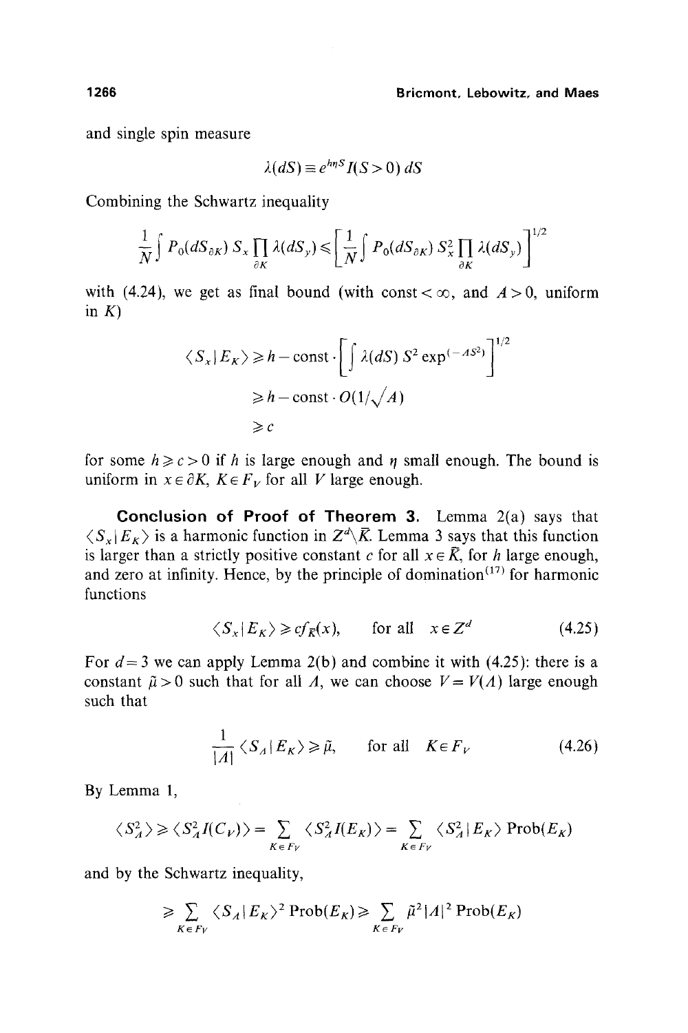and single spin measure

$$\lambda(dS) \equiv e^{h\eta S} I(S > 0)\, dS$$

Combining the Schwartz inequality

$$\frac{1}{N} \int P_0(dS_{\partial K})\, S_x \prod_{\partial K} \lambda(dS_y) \leqslant \left[ \frac{1}{N} \int P_0(dS_{\partial K})\, S_x^2 \prod_{\partial K} \lambda(dS_y) \right]^{1/2}$$

with (4.24), we get as final bound (with const $< \infty$, and $A > 0$, uniform in $K$)

$$\begin{aligned} \langle S_x \mid E_K \rangle &\geqslant h - \text{const} \cdot \left[ \int \lambda(dS)\, S^2 \exp^{(-AS^2)} \right]^{1/2} \\ &\geqslant h - \text{const} \cdot O(1/\sqrt{A}) \\ &\geqslant c \end{aligned}$$

for some $h \geqslant c > 0$ if $h$ is large enough and $\eta$ small enough. The bound is uniform in $x \in \partial K$, $K \in F_V$ for all $V$ large enough.

**Conclusion of Proof of Theorem 3.** Lemma 2(a) says that $\langle S_x \mid E_K \rangle$ is a harmonic function in $Z^d \backslash \bar{K}$. Lemma 3 says that this function is larger than a strictly positive constant $c$ for all $x \in \bar{K}$, for $h$ large enough, and zero at infinity. Hence, by the principle of domination[17] for harmonic functions

$$\langle S_x \mid E_K \rangle \geqslant c f_{\bar{K}}(x), \qquad \text{for all} \quad x \in Z^d \tag{4.25}$$

For $d = 3$ we can apply Lemma 2(b) and combine it with (4.25): there is a constant $\bar{\mu} > 0$ such that for all $\Lambda$, we can choose $V = V(\Lambda)$ large enough such that

$$\frac{1}{|\Lambda|} \langle S_\Lambda \mid E_K \rangle \geqslant \bar{\mu}, \qquad \text{for all} \quad K \in F_V \tag{4.26}$$

By Lemma 1,

$$\langle S_\Lambda^2 \rangle \geqslant \langle S_\Lambda^2 I(C_V) \rangle = \sum_{K \in F_V} \langle S_\Lambda^2 I(E_K) \rangle = \sum_{K \in F_V} \langle S_\Lambda^2 \mid E_K \rangle \operatorname{Prob}(E_K)$$

and by the Schwartz inequality,

$$\geqslant \sum_{K \in F_V} \langle S_\Lambda \mid E_K \rangle^2 \operatorname{Prob}(E_K) \geqslant \sum_{K \in F_V} \bar{\mu}^2 |\Lambda|^2 \operatorname{Prob}(E_K)$$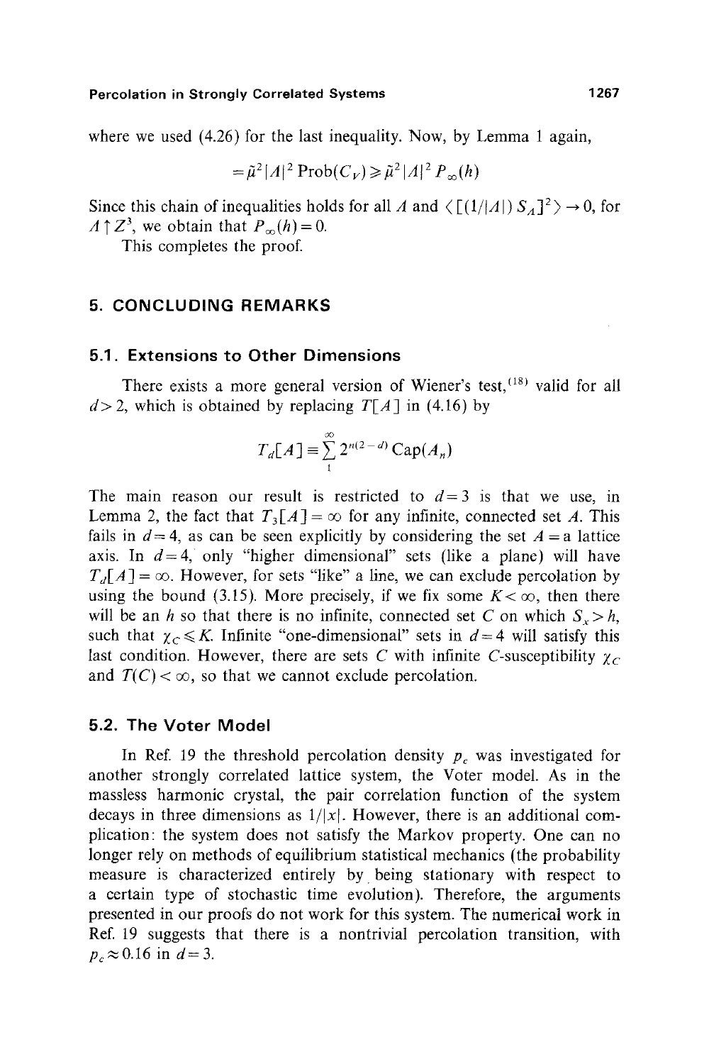where we used (4.26) for the last inequality. Now, by Lemma 1 again,

$$= \tilde{\mu}^2 |A|^2 \operatorname{Prob}(C_V) \geq \tilde{\mu}^2 |A|^2 P_\infty(h)$$

Since this chain of inequalities holds for all $A$ and $\langle [(1/|A|) S_A]^2 \rangle \to 0$, for $A \uparrow Z^3$, we obtain that $P_\infty(h) = 0$.

This completes the proof.

## 5. CONCLUDING REMARKS

### 5.1. Extensions to Other Dimensions

There exists a more general version of Wiener's test,[18] valid for all $d > 2$, which is obtained by replacing $T[A]$ in (4.16) by

$$T_d[A] \equiv \sum_{1}^{\infty} 2^{n(2-d)} \operatorname{Cap}(A_n)$$

The main reason our result is restricted to $d = 3$ is that we use, in Lemma 2, the fact that $T_3[A] = \infty$ for any infinite, connected set $A$. This fails in $d = 4$, as can be seen explicitly by considering the set $A =$ a lattice axis. In $d = 4$, only "higher dimensional" sets (like a plane) will have $T_d[A] = \infty$. However, for sets "like" a line, we can exclude percolation by using the bound (3.15). More precisely, if we fix some $K < \infty$, then there will be an $h$ so that there is no infinite, connected set $C$ on which $S_x > h$, such that $\chi_C \leq K$. Infinite "one-dimensional" sets in $d = 4$ will satisfy this last condition. However, there are sets $C$ with infinite $C$-susceptibility $\chi_C$ and $T(C) < \infty$, so that we cannot exclude percolation.

### 5.2. The Voter Model

In Ref. 19 the threshold percolation density $p_c$ was investigated for another strongly correlated lattice system, the Voter model. As in the massless harmonic crystal, the pair correlation function of the system decays in three dimensions as $1/|x|$. However, there is an additional complication: the system does not satisfy the Markov property. One can no longer rely on methods of equilibrium statistical mechanics (the probability measure is characterized entirely by being stationary with respect to a certain type of stochastic time evolution). Therefore, the arguments presented in our proofs do not work for this system. The numerical work in Ref. 19 suggests that there is a nontrivial percolation transition, with $p_c \approx 0.16$ in $d = 3$.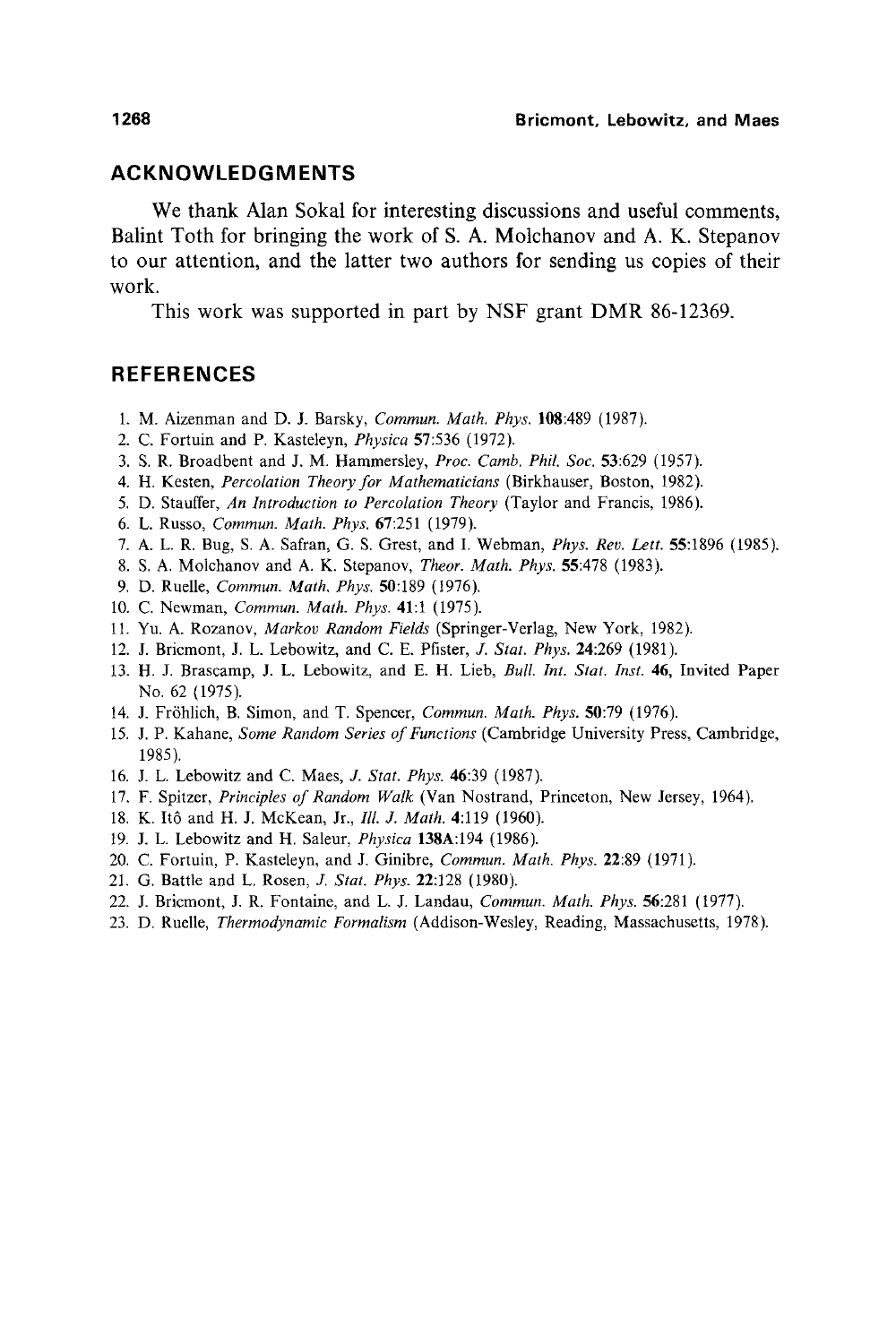## ACKNOWLEDGMENTS

We thank Alan Sokal for interesting discussions and useful comments, Balint Toth for bringing the work of S. A. Molchanov and A. K. Stepanov to our attention, and the latter two authors for sending us copies of their work.

This work was supported in part by NSF grant DMR 86-12369.

## REFERENCES

1. M. Aizenman and D. J. Barsky, *Commun. Math. Phys.* **108**:489 (1987).
2. C. Fortuin and P. Kasteleyn, *Physica* **57**:536 (1972).
3. S. R. Broadbent and J. M. Hammersley, *Proc. Camb. Phil. Soc.* **53**:629 (1957).
4. H. Kesten, *Percolation Theory for Mathematicians* (Birkhauser, Boston, 1982).
5. D. Stauffer, *An Introduction to Percolation Theory* (Taylor and Francis, 1986).
6. L. Russo, *Commun. Math. Phys.* **67**:251 (1979).
7. A. L. R. Bug, S. A. Safran, G. S. Grest, and I. Webman, *Phys. Rev. Lett.* **55**:1896 (1985).
8. S. A. Molchanov and A. K. Stepanov, *Theor. Math. Phys.* **55**:478 (1983).
9. D. Ruelle, *Commun. Math. Phys.* **50**:189 (1976).
10. C. Newman, *Commun. Math. Phys.* **41**:1 (1975).
11. Yu. A. Rozanov, *Markov Random Fields* (Springer-Verlag, New York, 1982).
12. J. Bricmont, J. L. Lebowitz, and C. E. Pfister, *J. Stat. Phys.* **24**:269 (1981).
13. H. J. Brascamp, J. L. Lebowitz, and E. H. Lieb, *Bull. Int. Stat. Inst.* **46**, Invited Paper No. 62 (1975).
14. J. Fröhlich, B. Simon, and T. Spencer, *Commun. Math. Phys.* **50**:79 (1976).
15. J. P. Kahane, *Some Random Series of Functions* (Cambridge University Press, Cambridge, 1985).
16. J. L. Lebowitz and C. Maes, *J. Stat. Phys.* **46**:39 (1987).
17. F. Spitzer, *Principles of Random Walk* (Van Nostrand, Princeton, New Jersey, 1964).
18. K. Itô and H. J. McKean, Jr., *Ill. J. Math.* **4**:119 (1960).
19. J. L. Lebowitz and H. Saleur, *Physica* **138A**:194 (1986).
20. C. Fortuin, P. Kasteleyn, and J. Ginibre, *Commun. Math. Phys.* **22**:89 (1971).
21. G. Battle and L. Rosen, *J. Stat. Phys.* **22**:128 (1980).
22. J. Bricmont, J. R. Fontaine, and L. J. Landau, *Commun. Math. Phys.* **56**:281 (1977).
23. D. Ruelle, *Thermodynamic Formalism* (Addison-Wesley, Reading, Massachusetts, 1978).